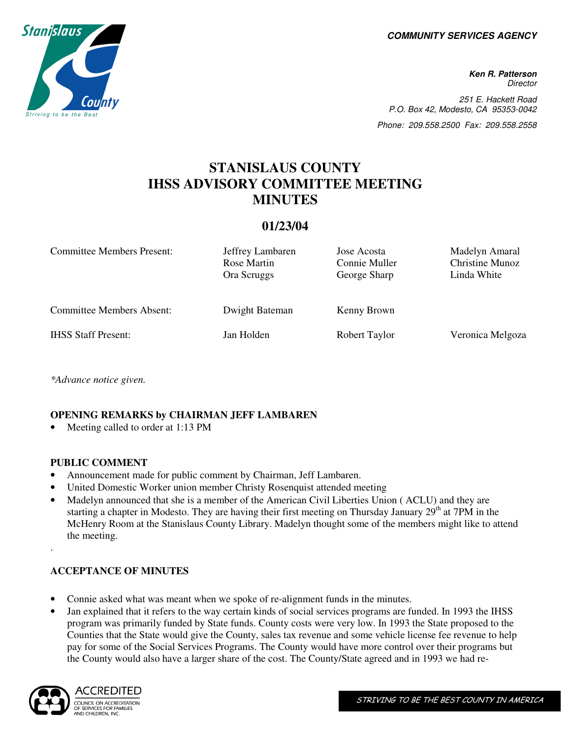**COMMUNITY SERVICES AGENCY**

**Ken R. Patterson**
*Director*

251 E. Hackett Road
P.O. Box 42, Modesto, CA 95353-0042
Phone: 209.558.2500 Fax: 209.558.2558

# STANISLAUS COUNTY IHSS ADVISORY COMMITTEE MEETING MINUTES

## 01/23/04

| | | | |
|---|---|---|---|
| Committee Members Present: | Jeffrey Lambaren<br>Rose Martin<br>Ora Scruggs | Jose Acosta<br>Connie Muller<br>George Sharp | Madelyn Amaral<br>Christine Munoz<br>Linda White |
| Committee Members Absent: | Dwight Bateman | Kenny Brown | |
| IHSS Staff Present: | Jan Holden | Robert Taylor | Veronica Melgoza |

*\*Advance notice given.*

### OPENING REMARKS by CHAIRMAN JEFF LAMBAREN

- Meeting called to order at 1:13 PM

### PUBLIC COMMENT

- Announcement made for public comment by Chairman, Jeff Lambaren.
- United Domestic Worker union member Christy Rosenquist attended meeting
- Madelyn announced that she is a member of the American Civil Liberties Union ( ACLU) and they are starting a chapter in Modesto. They are having their first meeting on Thursday January 29th at 7PM in the McHenry Room at the Stanislaus County Library. Madelyn thought some of the members might like to attend the meeting.

.

### ACCEPTANCE OF MINUTES

- Connie asked what was meant when we spoke of re-alignment funds in the minutes.
- Jan explained that it refers to the way certain kinds of social services programs are funded. In 1993 the IHSS program was primarily funded by State funds. County costs were very low. In 1993 the State proposed to the Counties that the State would give the County, sales tax revenue and some vehicle license fee revenue to help pay for some of the Social Services Programs. The County would have more control over their programs but the County would also have a larger share of the cost. The County/State agreed and in 1993 we had re-

STRIVING TO BE THE BEST COUNTY IN AMERICA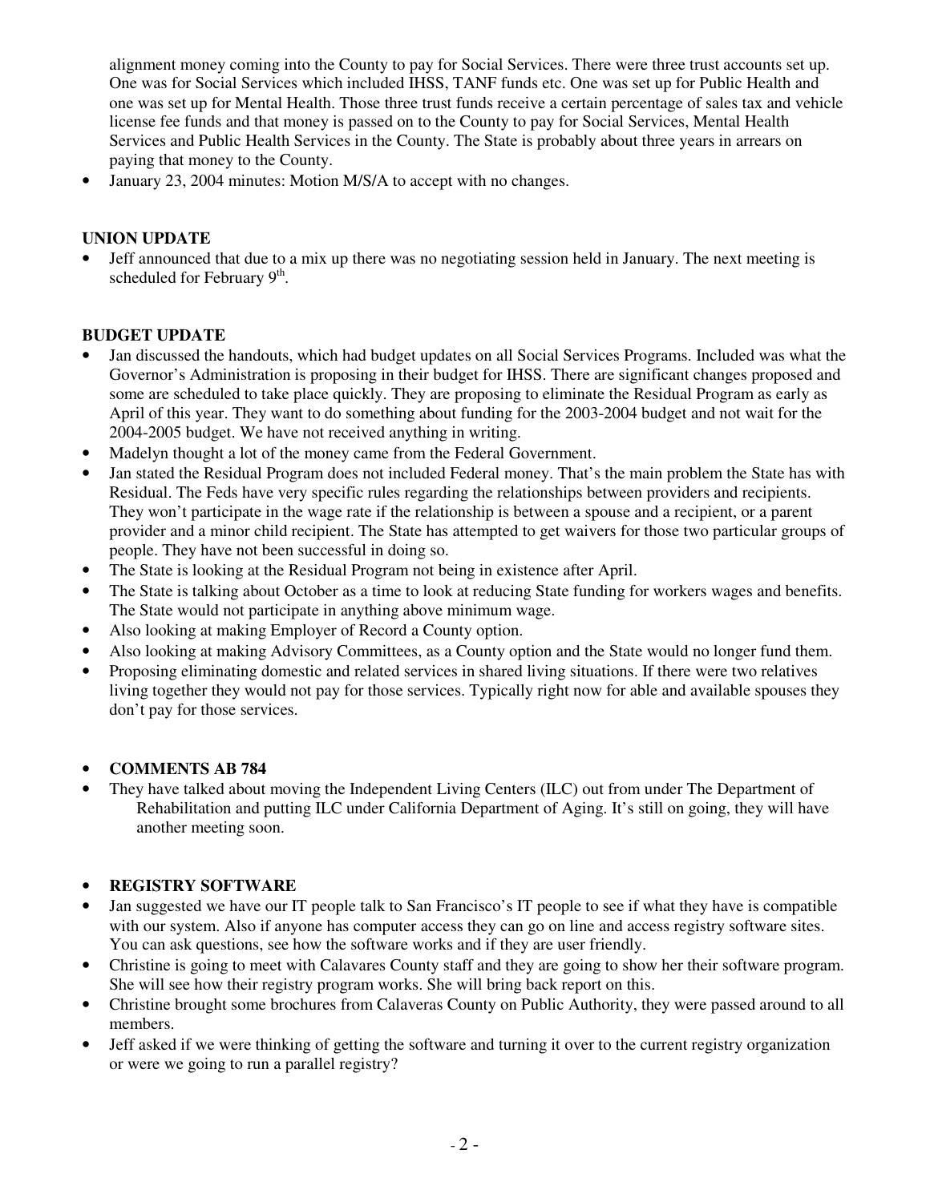alignment money coming into the County to pay for Social Services. There were three trust accounts set up. One was for Social Services which included IHSS, TANF funds etc. One was set up for Public Health and one was set up for Mental Health. Those three trust funds receive a certain percentage of sales tax and vehicle license fee funds and that money is passed on to the County to pay for Social Services, Mental Health Services and Public Health Services in the County. The State is probably about three years in arrears on paying that money to the County.

- January 23, 2004 minutes: Motion M/S/A to accept with no changes.

**UNION UPDATE**

- Jeff announced that due to a mix up there was no negotiating session held in January. The next meeting is scheduled for February 9th.

**BUDGET UPDATE**

- Jan discussed the handouts, which had budget updates on all Social Services Programs. Included was what the Governor's Administration is proposing in their budget for IHSS. There are significant changes proposed and some are scheduled to take place quickly. They are proposing to eliminate the Residual Program as early as April of this year. They want to do something about funding for the 2003-2004 budget and not wait for the 2004-2005 budget. We have not received anything in writing.
- Madelyn thought a lot of the money came from the Federal Government.
- Jan stated the Residual Program does not included Federal money. That's the main problem the State has with Residual. The Feds have very specific rules regarding the relationships between providers and recipients. They won't participate in the wage rate if the relationship is between a spouse and a recipient, or a parent provider and a minor child recipient. The State has attempted to get waivers for those two particular groups of people. They have not been successful in doing so.
- The State is looking at the Residual Program not being in existence after April.
- The State is talking about October as a time to look at reducing State funding for workers wages and benefits. The State would not participate in anything above minimum wage.
- Also looking at making Employer of Record a County option.
- Also looking at making Advisory Committees, as a County option and the State would no longer fund them.
- Proposing eliminating domestic and related services in shared living situations. If there were two relatives living together they would not pay for those services. Typically right now for able and available spouses they don't pay for those services.

- **COMMENTS AB 784**
- They have talked about moving the Independent Living Centers (ILC) out from under The Department of Rehabilitation and putting ILC under California Department of Aging. It's still on going, they will have another meeting soon.

- **REGISTRY SOFTWARE**
- Jan suggested we have our IT people talk to San Francisco's IT people to see if what they have is compatible with our system. Also if anyone has computer access they can go on line and access registry software sites. You can ask questions, see how the software works and if they are user friendly.
- Christine is going to meet with Calavares County staff and they are going to show her their software program. She will see how their registry program works. She will bring back report on this.
- Christine brought some brochures from Calaveras County on Public Authority, they were passed around to all members.
- Jeff asked if we were thinking of getting the software and turning it over to the current registry organization or were we going to run a parallel registry?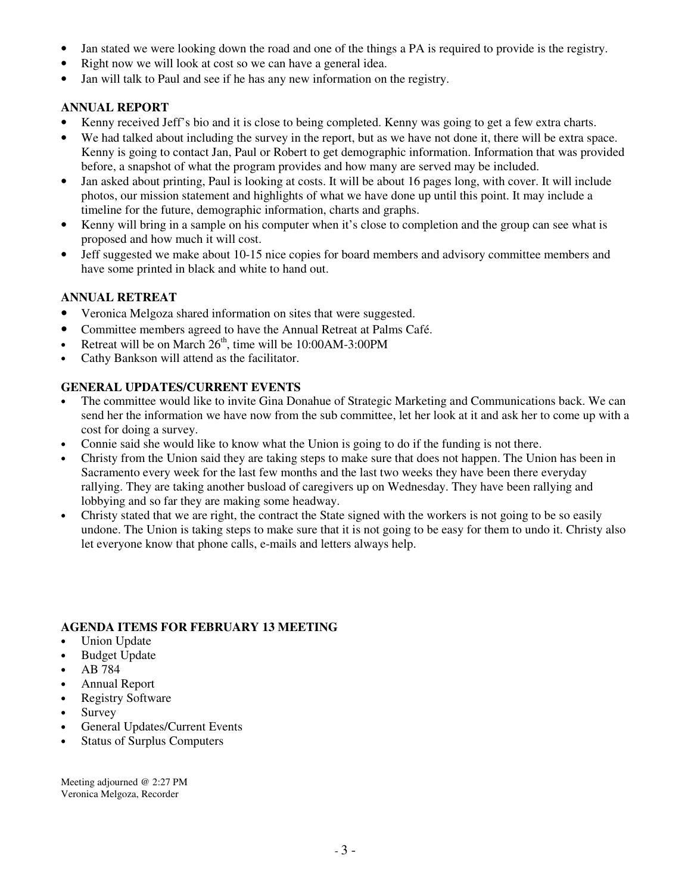- Jan stated we were looking down the road and one of the things a PA is required to provide is the registry.
- Right now we will look at cost so we can have a general idea.
- Jan will talk to Paul and see if he has any new information on the registry.

**ANNUAL REPORT**

- Kenny received Jeff's bio and it is close to being completed. Kenny was going to get a few extra charts.
- We had talked about including the survey in the report, but as we have not done it, there will be extra space. Kenny is going to contact Jan, Paul or Robert to get demographic information. Information that was provided before, a snapshot of what the program provides and how many are served may be included.
- Jan asked about printing, Paul is looking at costs. It will be about 16 pages long, with cover. It will include photos, our mission statement and highlights of what we have done up until this point. It may include a timeline for the future, demographic information, charts and graphs.
- Kenny will bring in a sample on his computer when it's close to completion and the group can see what is proposed and how much it will cost.
- Jeff suggested we make about 10-15 nice copies for board members and advisory committee members and have some printed in black and white to hand out.

**ANNUAL RETREAT**

- Veronica Melgoza shared information on sites that were suggested.
- Committee members agreed to have the Annual Retreat at Palms Café.
- Retreat will be on March 26th, time will be 10:00AM-3:00PM
- Cathy Bankson will attend as the facilitator.

**GENERAL UPDATES/CURRENT EVENTS**

- The committee would like to invite Gina Donahue of Strategic Marketing and Communications back. We can send her the information we have now from the sub committee, let her look at it and ask her to come up with a cost for doing a survey.
- Connie said she would like to know what the Union is going to do if the funding is not there.
- Christy from the Union said they are taking steps to make sure that does not happen. The Union has been in Sacramento every week for the last few months and the last two weeks they have been there everyday rallying. They are taking another busload of caregivers up on Wednesday. They have been rallying and lobbying and so far they are making some headway.
- Christy stated that we are right, the contract the State signed with the workers is not going to be so easily undone. The Union is taking steps to make sure that it is not going to be easy for them to undo it. Christy also let everyone know that phone calls, e-mails and letters always help.

**AGENDA ITEMS FOR FEBRUARY 13 MEETING**

- Union Update
- Budget Update
- AB 784
- Annual Report
- Registry Software
- Survey
- General Updates/Current Events
- Status of Surplus Computers

Meeting adjourned @ 2:27 PM
Veronica Melgoza, Recorder